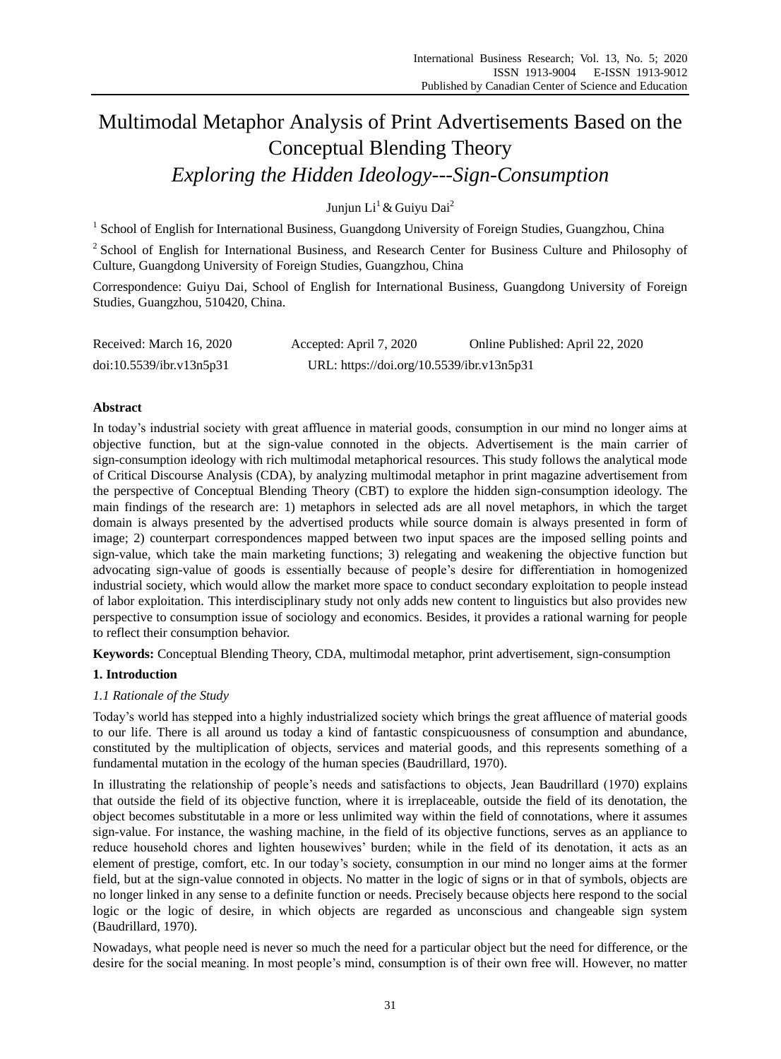# Multimodal Metaphor Analysis of Print Advertisements Based on the Conceptual Blending Theory

## *Exploring the Hidden Ideology---Sign-Consumption*

Junjun Li[1] & Guiyu Dai[2]

[1] School of English for International Business, Guangdong University of Foreign Studies, Guangzhou, China

[2] School of English for International Business, and Research Center for Business Culture and Philosophy of Culture, Guangdong University of Foreign Studies, Guangzhou, China

Correspondence: Guiyu Dai, School of English for International Business, Guangdong University of Foreign Studies, Guangzhou, 510420, China.

Received: March 16, 2020 Accepted: April 7, 2020 Online Published: April 22, 2020

doi:10.5539/ibr.v13n5p31 URL: https://doi.org/10.5539/ibr.v13n5p31

### Abstract

In today's industrial society with great affluence in material goods, consumption in our mind no longer aims at objective function, but at the sign-value connoted in the objects. Advertisement is the main carrier of sign-consumption ideology with rich multimodal metaphorical resources. This study follows the analytical mode of Critical Discourse Analysis (CDA), by analyzing multimodal metaphor in print magazine advertisement from the perspective of Conceptual Blending Theory (CBT) to explore the hidden sign-consumption ideology. The main findings of the research are: 1) metaphors in selected ads are all novel metaphors, in which the target domain is always presented by the advertised products while source domain is always presented in form of image; 2) counterpart correspondences mapped between two input spaces are the imposed selling points and sign-value, which take the main marketing functions; 3) relegating and weakening the objective function but advocating sign-value of goods is essentially because of people's desire for differentiation in homogenized industrial society, which would allow the market more space to conduct secondary exploitation to people instead of labor exploitation. This interdisciplinary study not only adds new content to linguistics but also provides new perspective to consumption issue of sociology and economics. Besides, it provides a rational warning for people to reflect their consumption behavior.

**Keywords:** Conceptual Blending Theory, CDA, multimodal metaphor, print advertisement, sign-consumption

### 1. Introduction

#### *1.1 Rationale of the Study*

Today's world has stepped into a highly industrialized society which brings the great affluence of material goods to our life. There is all around us today a kind of fantastic conspicuousness of consumption and abundance, constituted by the multiplication of objects, services and material goods, and this represents something of a fundamental mutation in the ecology of the human species (Baudrillard, 1970).

In illustrating the relationship of people's needs and satisfactions to objects, Jean Baudrillard (1970) explains that outside the field of its objective function, where it is irreplaceable, outside the field of its denotation, the object becomes substitutable in a more or less unlimited way within the field of connotations, where it assumes sign-value. For instance, the washing machine, in the field of its objective functions, serves as an appliance to reduce household chores and lighten housewives' burden; while in the field of its denotation, it acts as an element of prestige, comfort, etc. In our today's society, consumption in our mind no longer aims at the former field, but at the sign-value connoted in objects. No matter in the logic of signs or in that of symbols, objects are no longer linked in any sense to a definite function or needs. Precisely because objects here respond to the social logic or the logic of desire, in which objects are regarded as unconscious and changeable sign system (Baudrillard, 1970).

Nowadays, what people need is never so much the need for a particular object but the need for difference, or the desire for the social meaning. In most people's mind, consumption is of their own free will. However, no matter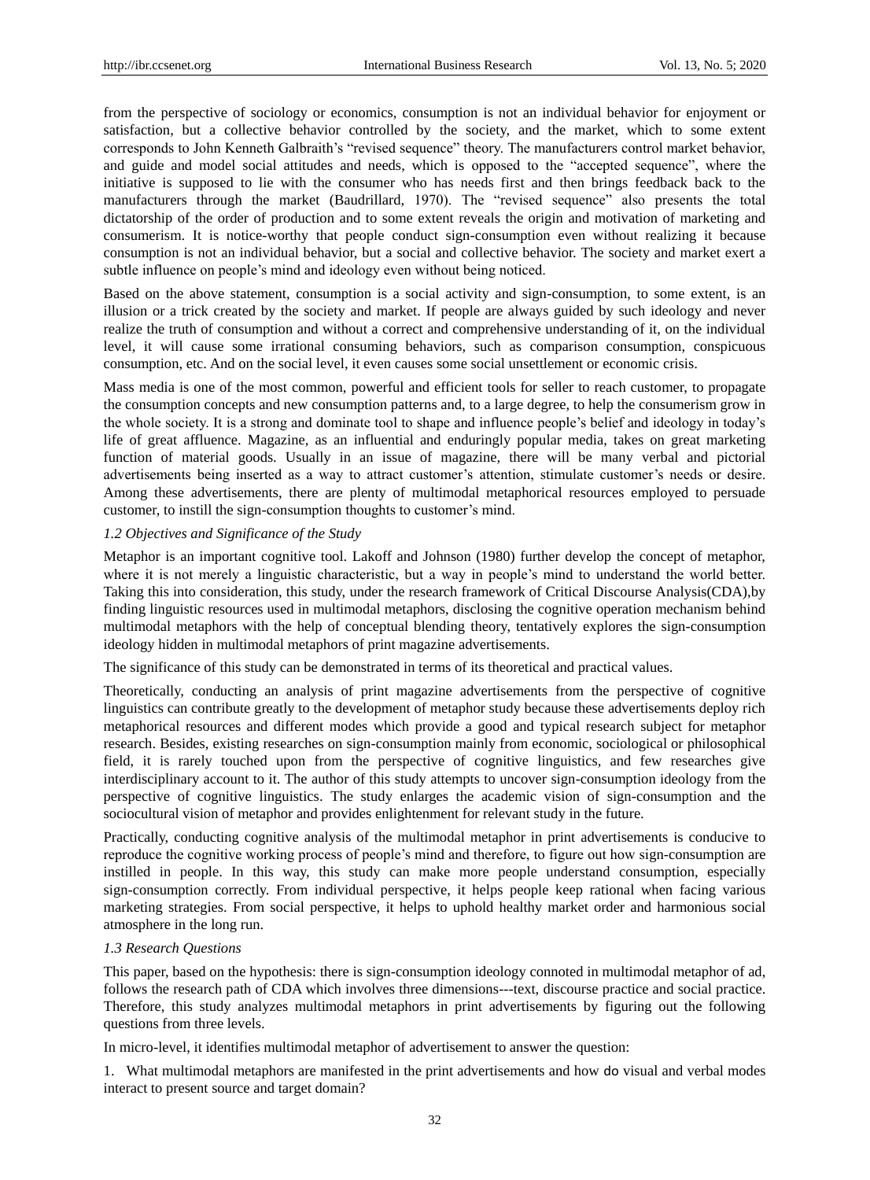from the perspective of sociology or economics, consumption is not an individual behavior for enjoyment or satisfaction, but a collective behavior controlled by the society, and the market, which to some extent corresponds to John Kenneth Galbraith's "revised sequence" theory. The manufacturers control market behavior, and guide and model social attitudes and needs, which is opposed to the "accepted sequence", where the initiative is supposed to lie with the consumer who has needs first and then brings feedback back to the manufacturers through the market (Baudrillard, 1970). The "revised sequence" also presents the total dictatorship of the order of production and to some extent reveals the origin and motivation of marketing and consumerism. It is notice-worthy that people conduct sign-consumption even without realizing it because consumption is not an individual behavior, but a social and collective behavior. The society and market exert a subtle influence on people's mind and ideology even without being noticed.

Based on the above statement, consumption is a social activity and sign-consumption, to some extent, is an illusion or a trick created by the society and market. If people are always guided by such ideology and never realize the truth of consumption and without a correct and comprehensive understanding of it, on the individual level, it will cause some irrational consuming behaviors, such as comparison consumption, conspicuous consumption, etc. And on the social level, it even causes some social unsettlement or economic crisis.

Mass media is one of the most common, powerful and efficient tools for seller to reach customer, to propagate the consumption concepts and new consumption patterns and, to a large degree, to help the consumerism grow in the whole society. It is a strong and dominate tool to shape and influence people's belief and ideology in today's life of great affluence. Magazine, as an influential and enduringly popular media, takes on great marketing function of material goods. Usually in an issue of magazine, there will be many verbal and pictorial advertisements being inserted as a way to attract customer's attention, stimulate customer's needs or desire. Among these advertisements, there are plenty of multimodal metaphorical resources employed to persuade customer, to instill the sign-consumption thoughts to customer's mind.

### *1.2 Objectives and Significance of the Study*

Metaphor is an important cognitive tool. Lakoff and Johnson (1980) further develop the concept of metaphor, where it is not merely a linguistic characteristic, but a way in people's mind to understand the world better. Taking this into consideration, this study, under the research framework of Critical Discourse Analysis(CDA),by finding linguistic resources used in multimodal metaphors, disclosing the cognitive operation mechanism behind multimodal metaphors with the help of conceptual blending theory, tentatively explores the sign-consumption ideology hidden in multimodal metaphors of print magazine advertisements.

The significance of this study can be demonstrated in terms of its theoretical and practical values.

Theoretically, conducting an analysis of print magazine advertisements from the perspective of cognitive linguistics can contribute greatly to the development of metaphor study because these advertisements deploy rich metaphorical resources and different modes which provide a good and typical research subject for metaphor research. Besides, existing researches on sign-consumption mainly from economic, sociological or philosophical field, it is rarely touched upon from the perspective of cognitive linguistics, and few researches give interdisciplinary account to it. The author of this study attempts to uncover sign-consumption ideology from the perspective of cognitive linguistics. The study enlarges the academic vision of sign-consumption and the sociocultural vision of metaphor and provides enlightenment for relevant study in the future.

Practically, conducting cognitive analysis of the multimodal metaphor in print advertisements is conducive to reproduce the cognitive working process of people's mind and therefore, to figure out how sign-consumption are instilled in people. In this way, this study can make more people understand consumption, especially sign-consumption correctly. From individual perspective, it helps people keep rational when facing various marketing strategies. From social perspective, it helps to uphold healthy market order and harmonious social atmosphere in the long run.

### *1.3 Research Questions*

This paper, based on the hypothesis: there is sign-consumption ideology connoted in multimodal metaphor of ad, follows the research path of CDA which involves three dimensions---text, discourse practice and social practice. Therefore, this study analyzes multimodal metaphors in print advertisements by figuring out the following questions from three levels.

In micro-level, it identifies multimodal metaphor of advertisement to answer the question:

1. What multimodal metaphors are manifested in the print advertisements and how do visual and verbal modes interact to present source and target domain?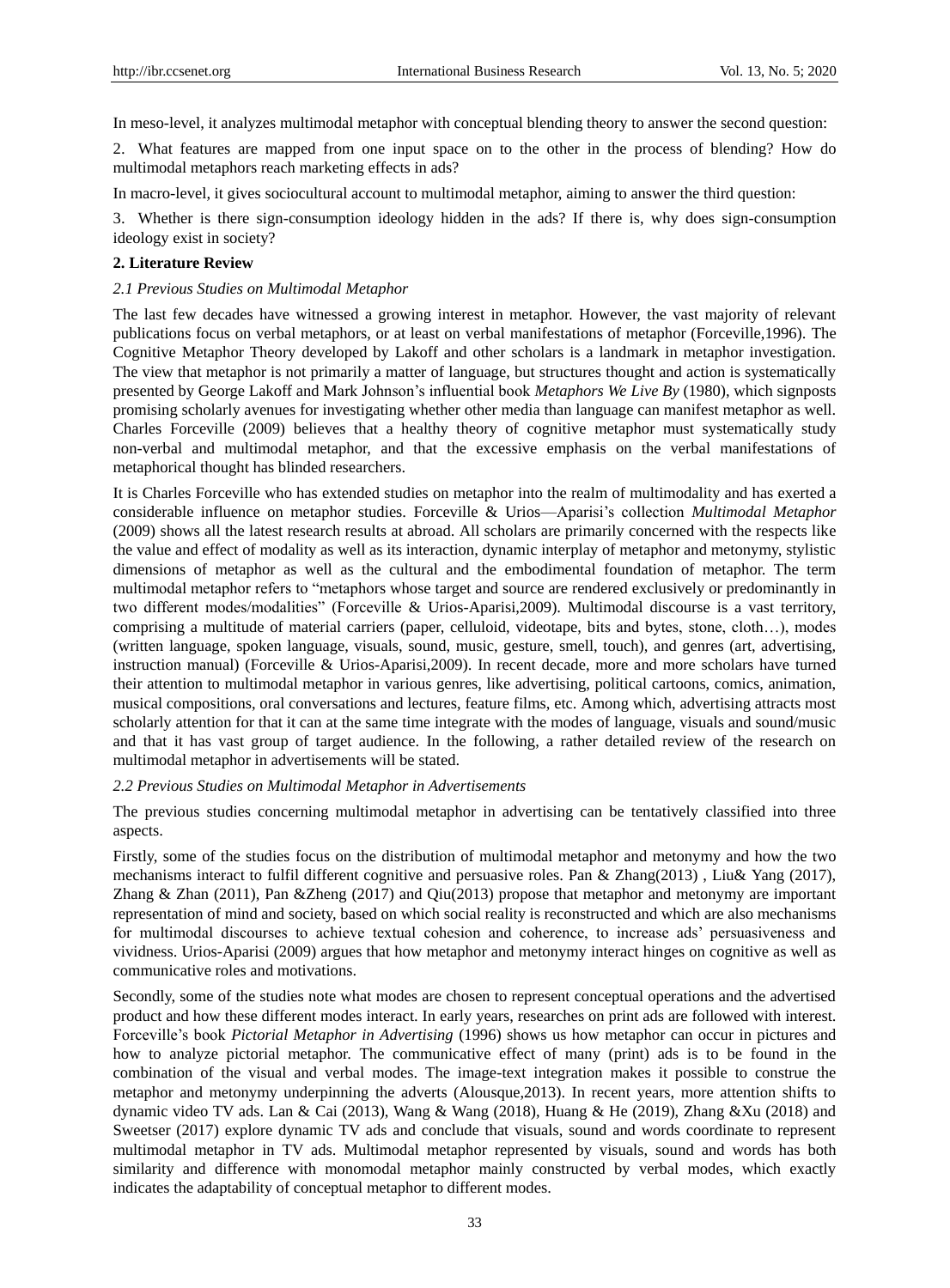In meso-level, it analyzes multimodal metaphor with conceptual blending theory to answer the second question:

2. What features are mapped from one input space on to the other in the process of blending? How do multimodal metaphors reach marketing effects in ads?

In macro-level, it gives sociocultural account to multimodal metaphor, aiming to answer the third question:

3. Whether is there sign-consumption ideology hidden in the ads? If there is, why does sign-consumption ideology exist in society?

## 2. Literature Review

### 2.1 Previous Studies on Multimodal Metaphor

The last few decades have witnessed a growing interest in metaphor. However, the vast majority of relevant publications focus on verbal metaphors, or at least on verbal manifestations of metaphor (Forceville,1996). The Cognitive Metaphor Theory developed by Lakoff and other scholars is a landmark in metaphor investigation. The view that metaphor is not primarily a matter of language, but structures thought and action is systematically presented by George Lakoff and Mark Johnson's influential book *Metaphors We Live By* (1980), which signposts promising scholarly avenues for investigating whether other media than language can manifest metaphor as well. Charles Forceville (2009) believes that a healthy theory of cognitive metaphor must systematically study non-verbal and multimodal metaphor, and that the excessive emphasis on the verbal manifestations of metaphorical thought has blinded researchers.

It is Charles Forceville who has extended studies on metaphor into the realm of multimodality and has exerted a considerable influence on metaphor studies. Forceville & Urios—Aparisi's collection *Multimodal Metaphor* (2009) shows all the latest research results at abroad. All scholars are primarily concerned with the respects like the value and effect of modality as well as its interaction, dynamic interplay of metaphor and metonymy, stylistic dimensions of metaphor as well as the cultural and the embodimental foundation of metaphor. The term multimodal metaphor refers to "metaphors whose target and source are rendered exclusively or predominantly in two different modes/modalities" (Forceville & Urios-Aparisi,2009). Multimodal discourse is a vast territory, comprising a multitude of material carriers (paper, celluloid, videotape, bits and bytes, stone, cloth…), modes (written language, spoken language, visuals, sound, music, gesture, smell, touch), and genres (art, advertising, instruction manual) (Forceville & Urios-Aparisi,2009). In recent decade, more and more scholars have turned their attention to multimodal metaphor in various genres, like advertising, political cartoons, comics, animation, musical compositions, oral conversations and lectures, feature films, etc. Among which, advertising attracts most scholarly attention for that it can at the same time integrate with the modes of language, visuals and sound/music and that it has vast group of target audience. In the following, a rather detailed review of the research on multimodal metaphor in advertisements will be stated.

### 2.2 Previous Studies on Multimodal Metaphor in Advertisements

The previous studies concerning multimodal metaphor in advertising can be tentatively classified into three aspects.

Firstly, some of the studies focus on the distribution of multimodal metaphor and metonymy and how the two mechanisms interact to fulfil different cognitive and persuasive roles. Pan & Zhang(2013) , Liu& Yang (2017), Zhang & Zhan (2011), Pan &Zheng (2017) and Qiu(2013) propose that metaphor and metonymy are important representation of mind and society, based on which social reality is reconstructed and which are also mechanisms for multimodal discourses to achieve textual cohesion and coherence, to increase ads' persuasiveness and vividness. Urios-Aparisi (2009) argues that how metaphor and metonymy interact hinges on cognitive as well as communicative roles and motivations.

Secondly, some of the studies note what modes are chosen to represent conceptual operations and the advertised product and how these different modes interact. In early years, researches on print ads are followed with interest. Forceville's book *Pictorial Metaphor in Advertising* (1996) shows us how metaphor can occur in pictures and how to analyze pictorial metaphor. The communicative effect of many (print) ads is to be found in the combination of the visual and verbal modes. The image-text integration makes it possible to construe the metaphor and metonymy underpinning the adverts (Alousque,2013). In recent years, more attention shifts to dynamic video TV ads. Lan &Cai (2013), Wang & Wang (2018), Huang & He (2019), Zhang &Xu (2018) and Sweetser (2017) explore dynamic TV ads and conclude that visuals, sound and words coordinate to represent multimodal metaphor in TV ads. Multimodal metaphor represented by visuals, sound and words has both similarity and difference with monomodal metaphor mainly constructed by verbal modes, which exactly indicates the adaptability of conceptual metaphor to different modes.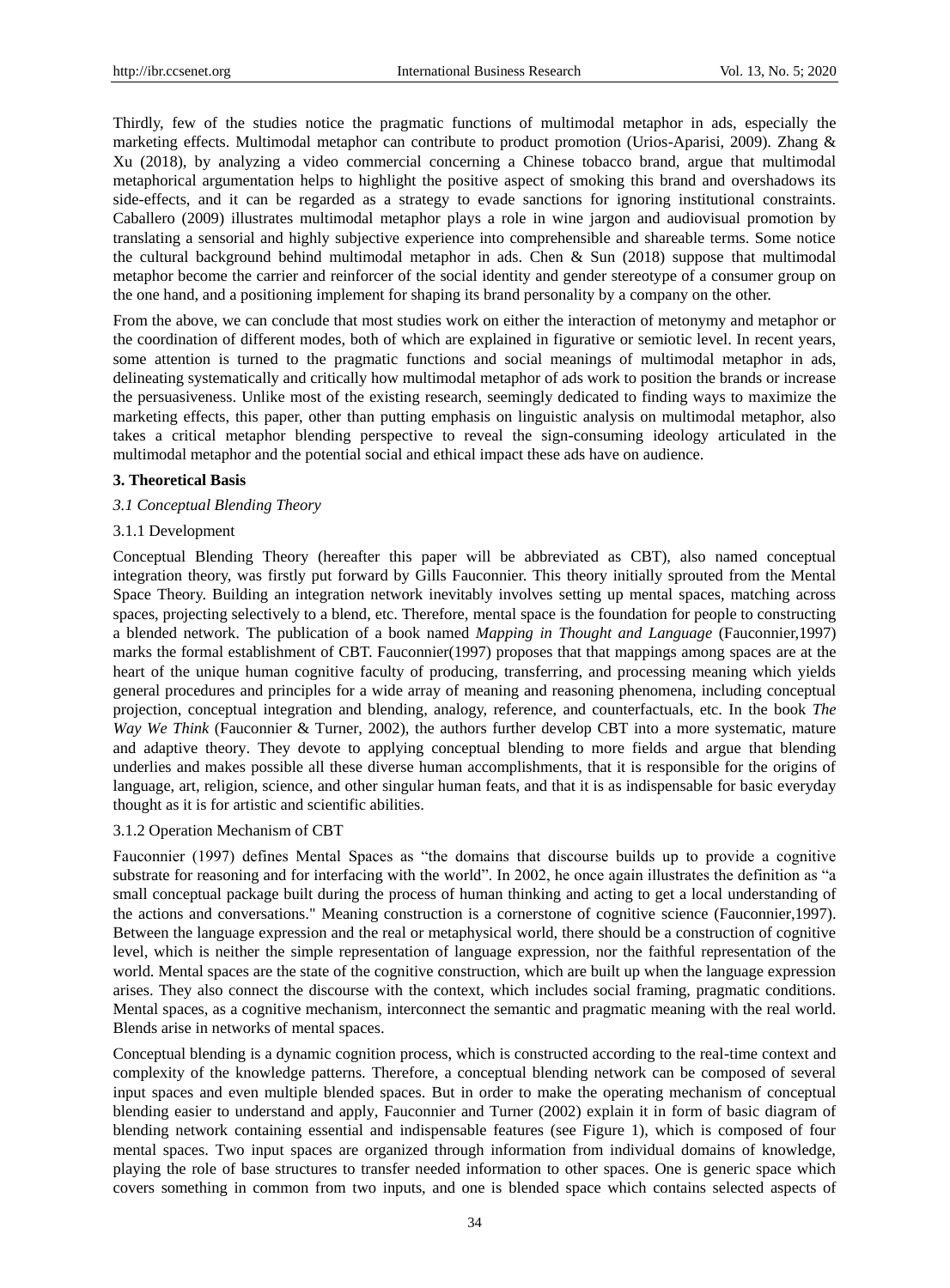Thirdly, few of the studies notice the pragmatic functions of multimodal metaphor in ads, especially the marketing effects. Multimodal metaphor can contribute to product promotion (Urios-Aparisi, 2009). Zhang & Xu (2018), by analyzing a video commercial concerning a Chinese tobacco brand, argue that multimodal metaphorical argumentation helps to highlight the positive aspect of smoking this brand and overshadows its side-effects, and it can be regarded as a strategy to evade sanctions for ignoring institutional constraints. Caballero (2009) illustrates multimodal metaphor plays a role in wine jargon and audiovisual promotion by translating a sensorial and highly subjective experience into comprehensible and shareable terms. Some notice the cultural background behind multimodal metaphor in ads. Chen & Sun (2018) suppose that multimodal metaphor become the carrier and reinforcer of the social identity and gender stereotype of a consumer group on the one hand, and a positioning implement for shaping its brand personality by a company on the other.

From the above, we can conclude that most studies work on either the interaction of metonymy and metaphor or the coordination of different modes, both of which are explained in figurative or semiotic level. In recent years, some attention is turned to the pragmatic functions and social meanings of multimodal metaphor in ads, delineating systematically and critically how multimodal metaphor of ads work to position the brands or increase the persuasiveness. Unlike most of the existing research, seemingly dedicated to finding ways to maximize the marketing effects, this paper, other than putting emphasis on linguistic analysis on multimodal metaphor, also takes a critical metaphor blending perspective to reveal the sign-consuming ideology articulated in the multimodal metaphor and the potential social and ethical impact these ads have on audience.

## 3. Theoretical Basis

### *3.1 Conceptual Blending Theory*

#### 3.1.1 Development

Conceptual Blending Theory (hereafter this paper will be abbreviated as CBT), also named conceptual integration theory, was firstly put forward by Gills Fauconnier. This theory initially sprouted from the Mental Space Theory. Building an integration network inevitably involves setting up mental spaces, matching across spaces, projecting selectively to a blend, etc. Therefore, mental space is the foundation for people to constructing a blended network. The publication of a book named *Mapping in Thought and Language* (Fauconnier,1997) marks the formal establishment of CBT. Fauconnier(1997) proposes that that mappings among spaces are at the heart of the unique human cognitive faculty of producing, transferring, and processing meaning which yields general procedures and principles for a wide array of meaning and reasoning phenomena, including conceptual projection, conceptual integration and blending, analogy, reference, and counterfactuals, etc. In the book *The Way We Think* (Fauconnier & Turner, 2002), the authors further develop CBT into a more systematic, mature and adaptive theory. They devote to applying conceptual blending to more fields and argue that blending underlies and makes possible all these diverse human accomplishments, that it is responsible for the origins of language, art, religion, science, and other singular human feats, and that it is as indispensable for basic everyday thought as it is for artistic and scientific abilities.

#### 3.1.2 Operation Mechanism of CBT

Fauconnier (1997) defines Mental Spaces as "the domains that discourse builds up to provide a cognitive substrate for reasoning and for interfacing with the world". In 2002, he once again illustrates the definition as "a small conceptual package built during the process of human thinking and acting to get a local understanding of the actions and conversations." Meaning construction is a cornerstone of cognitive science (Fauconnier,1997). Between the language expression and the real or metaphysical world, there should be a construction of cognitive level, which is neither the simple representation of language expression, nor the faithful representation of the world. Mental spaces are the state of the cognitive construction, which are built up when the language expression arises. They also connect the discourse with the context, which includes social framing, pragmatic conditions. Mental spaces, as a cognitive mechanism, interconnect the semantic and pragmatic meaning with the real world. Blends arise in networks of mental spaces.

Conceptual blending is a dynamic cognition process, which is constructed according to the real-time context and complexity of the knowledge patterns. Therefore, a conceptual blending network can be composed of several input spaces and even multiple blended spaces. But in order to make the operating mechanism of conceptual blending easier to understand and apply, Fauconnier and Turner (2002) explain it in form of basic diagram of blending network containing essential and indispensable features (see Figure 1), which is composed of four mental spaces. Two input spaces are organized through information from individual domains of knowledge, playing the role of base structures to transfer needed information to other spaces. One is generic space which covers something in common from two inputs, and one is blended space which contains selected aspects of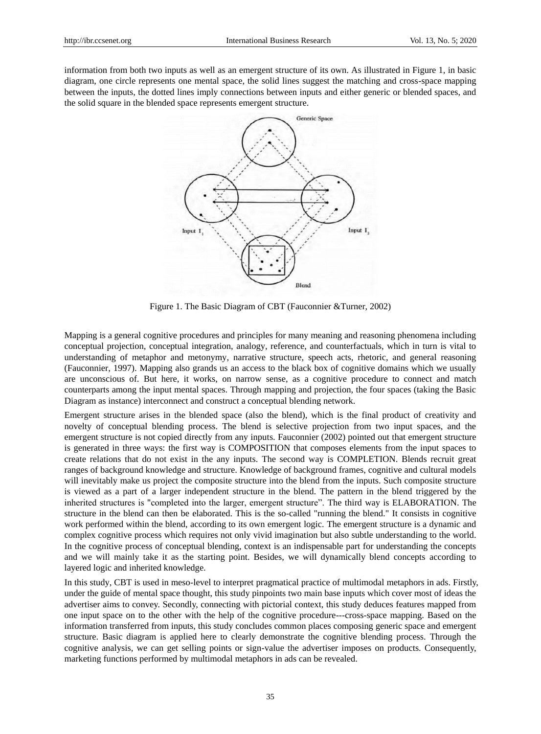information from both two inputs as well as an emergent structure of its own. As illustrated in Figure 1, in basic diagram, one circle represents one mental space, the solid lines suggest the matching and cross-space mapping between the inputs, the dotted lines imply connections between inputs and either generic or blended spaces, and the solid square in the blended space represents emergent structure.

Figure 1. The Basic Diagram of CBT (Fauconnier &Turner, 2002)

Mapping is a general cognitive procedures and principles for many meaning and reasoning phenomena including conceptual projection, conceptual integration, analogy, reference, and counterfactuals, which in turn is vital to understanding of metaphor and metonymy, narrative structure, speech acts, rhetoric, and general reasoning (Fauconnier, 1997). Mapping also grands us an access to the black box of cognitive domains which we usually are unconscious of. But here, it works, on narrow sense, as a cognitive procedure to connect and match counterparts among the input mental spaces. Through mapping and projection, the four spaces (taking the Basic Diagram as instance) interconnect and construct a conceptual blending network.

Emergent structure arises in the blended space (also the blend), which is the final product of creativity and novelty of conceptual blending process. The blend is selective projection from two input spaces, and the emergent structure is not copied directly from any inputs. Fauconnier (2002) pointed out that emergent structure is generated in three ways: the first way is COMPOSITION that composes elements from the input spaces to create relations that do not exist in the any inputs. The second way is COMPLETION. Blends recruit great ranges of background knowledge and structure. Knowledge of background frames, cognitive and cultural models will inevitably make us project the composite structure into the blend from the inputs. Such composite structure is viewed as a part of a larger independent structure in the blend. The pattern in the blend triggered by the inherited structures is "completed into the larger, emergent structure". The third way is ELABORATION. The structure in the blend can then be elaborated. This is the so-called "running the blend." It consists in cognitive work performed within the blend, according to its own emergent logic. The emergent structure is a dynamic and complex cognitive process which requires not only vivid imagination but also subtle understanding to the world. In the cognitive process of conceptual blending, context is an indispensable part for understanding the concepts and we will mainly take it as the starting point. Besides, we will dynamically blend concepts according to layered logic and inherited knowledge.

In this study, CBT is used in meso-level to interpret pragmatical practice of multimodal metaphors in ads. Firstly, under the guide of mental space thought, this study pinpoints two main base inputs which cover most of ideas the advertiser aims to convey. Secondly, connecting with pictorial context, this study deduces features mapped from one input space on to the other with the help of the cognitive procedure---cross-space mapping. Based on the information transferred from inputs, this study concludes common places composing generic space and emergent structure. Basic diagram is applied here to clearly demonstrate the cognitive blending process. Through the cognitive analysis, we can get selling points or sign-value the advertiser imposes on products. Consequently, marketing functions performed by multimodal metaphors in ads can be revealed.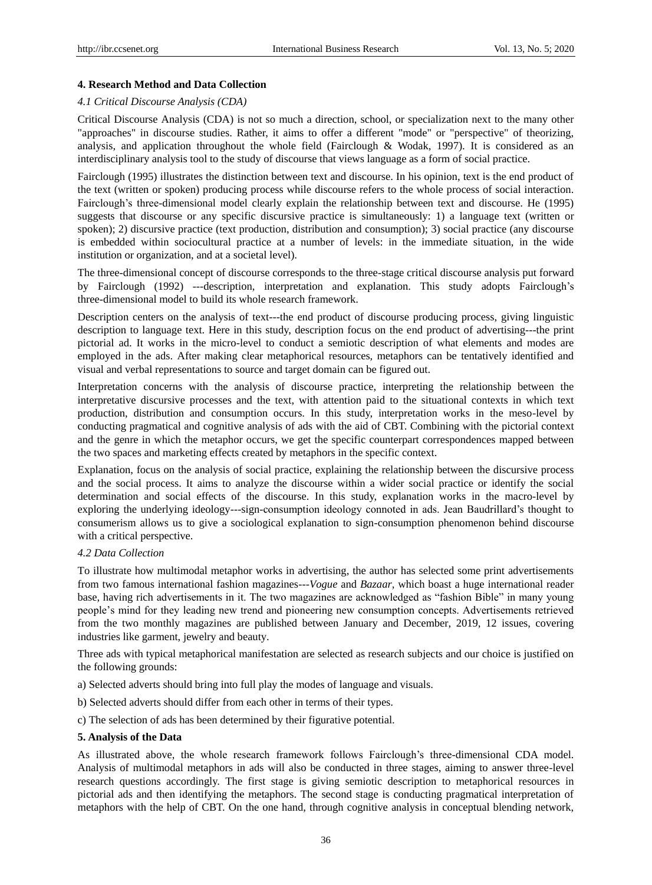## 4. Research Method and Data Collection

### *4.1 Critical Discourse Analysis (CDA)*

Critical Discourse Analysis (CDA) is not so much a direction, school, or specialization next to the many other "approaches" in discourse studies. Rather, it aims to offer a different "mode" or "perspective" of theorizing, analysis, and application throughout the whole field (Fairclough & Wodak, 1997). It is considered as an interdisciplinary analysis tool to the study of discourse that views language as a form of social practice.

Fairclough (1995) illustrates the distinction between text and discourse. In his opinion, text is the end product of the text (written or spoken) producing process while discourse refers to the whole process of social interaction. Fairclough's three-dimensional model clearly explain the relationship between text and discourse. He (1995) suggests that discourse or any specific discursive practice is simultaneously: 1) a language text (written or spoken); 2) discursive practice (text production, distribution and consumption); 3) social practice (any discourse is embedded within sociocultural practice at a number of levels: in the immediate situation, in the wide institution or organization, and at a societal level).

The three-dimensional concept of discourse corresponds to the three-stage critical discourse analysis put forward by Fairclough (1992) ---description, interpretation and explanation. This study adopts Fairclough's three-dimensional model to build its whole research framework.

Description centers on the analysis of text---the end product of discourse producing process, giving linguistic description to language text. Here in this study, description focus on the end product of advertising---the print pictorial ad. It works in the micro-level to conduct a semiotic description of what elements and modes are employed in the ads. After making clear metaphorical resources, metaphors can be tentatively identified and visual and verbal representations to source and target domain can be figured out.

Interpretation concerns with the analysis of discourse practice, interpreting the relationship between the interpretative discursive processes and the text, with attention paid to the situational contexts in which text production, distribution and consumption occurs. In this study, interpretation works in the meso-level by conducting pragmatical and cognitive analysis of ads with the aid of CBT. Combining with the pictorial context and the genre in which the metaphor occurs, we get the specific counterpart correspondences mapped between the two spaces and marketing effects created by metaphors in the specific context.

Explanation, focus on the analysis of social practice, explaining the relationship between the discursive process and the social process. It aims to analyze the discourse within a wider social practice or identify the social determination and social effects of the discourse. In this study, explanation works in the macro-level by exploring the underlying ideology---sign-consumption ideology connoted in ads. Jean Baudrillard's thought to consumerism allows us to give a sociological explanation to sign-consumption phenomenon behind discourse with a critical perspective.

### *4.2 Data Collection*

To illustrate how multimodal metaphor works in advertising, the author has selected some print advertisements from two famous international fashion magazines---*Vogue* and *Bazaar*, which boast a huge international reader base, having rich advertisements in it. The two magazines are acknowledged as "fashion Bible" in many young people's mind for they leading new trend and pioneering new consumption concepts. Advertisements retrieved from the two monthly magazines are published between January and December, 2019, 12 issues, covering industries like garment, jewelry and beauty.

Three ads with typical metaphorical manifestation are selected as research subjects and our choice is justified on the following grounds:

a) Selected adverts should bring into full play the modes of language and visuals.

b) Selected adverts should differ from each other in terms of their types.

c) The selection of ads has been determined by their figurative potential.

## 5. Analysis of the Data

As illustrated above, the whole research framework follows Fairclough's three-dimensional CDA model. Analysis of multimodal metaphors in ads will also be conducted in three stages, aiming to answer three-level research questions accordingly. The first stage is giving semiotic description to metaphorical resources in pictorial ads and then identifying the metaphors. The second stage is conducting pragmatical interpretation of metaphors with the help of CBT. On the one hand, through cognitive analysis in conceptual blending network,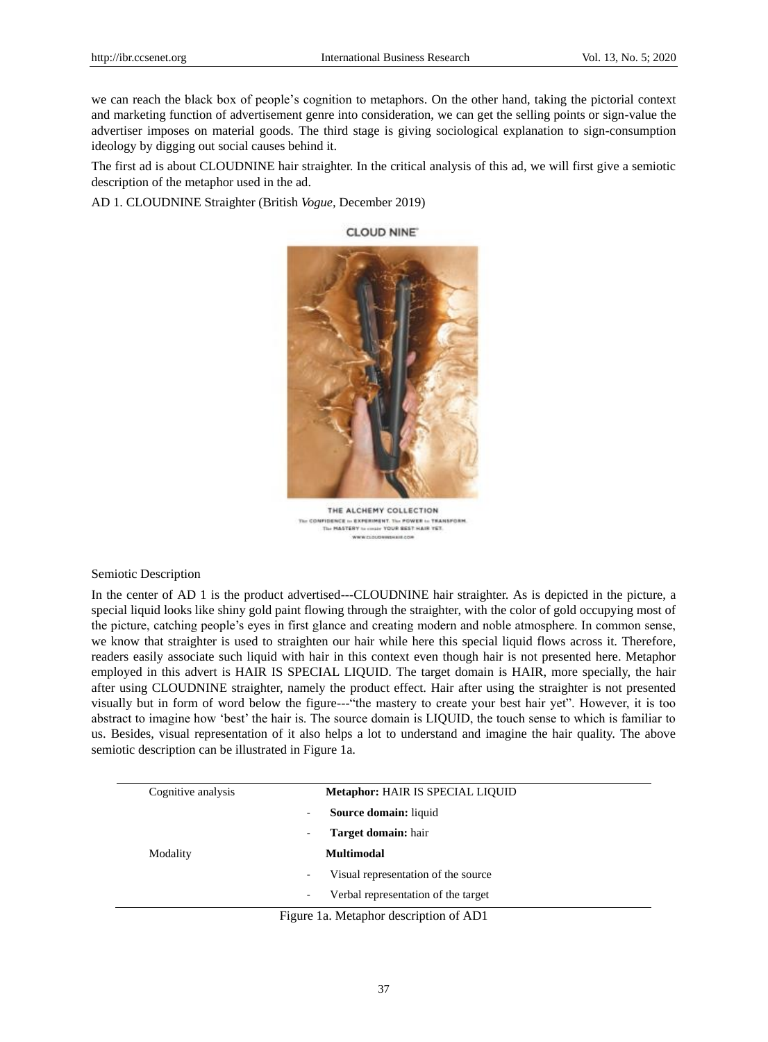we can reach the black box of people's cognition to metaphors. On the other hand, taking the pictorial context and marketing function of advertisement genre into consideration, we can get the selling points or sign-value the advertiser imposes on material goods. The third stage is giving sociological explanation to sign-consumption ideology by digging out social causes behind it.

The first ad is about CLOUDNINE hair straighter. In the critical analysis of this ad, we will first give a semiotic description of the metaphor used in the ad.

AD 1. CLOUDNINE Straighter (British *Vogue*, December 2019)

CLOUD NINE™

THE ALCHEMY COLLECTION
The CONFIDENCE to EXPERIMENT. The POWER to TRANSFORM.
The MASTERY to create YOUR BEST HAIR YET.
WWW.CLOUDNINEHAIR.COM

Semiotic Description

In the center of AD 1 is the product advertised---CLOUDNINE hair straighter. As is depicted in the picture, a special liquid looks like shiny gold paint flowing through the straighter, with the color of gold occupying most of the picture, catching people's eyes in first glance and creating modern and noble atmosphere. In common sense, we know that straighter is used to straighten our hair while here this special liquid flows across it. Therefore, readers easily associate such liquid with hair in this context even though hair is not presented here. Metaphor employed in this advert is HAIR IS SPECIAL LIQUID. The target domain is HAIR, more specially, the hair after using CLOUDNINE straighter, namely the product effect. Hair after using the straighter is not presented visually but in form of word below the figure---"the mastery to create your best hair yet". However, it is too abstract to imagine how 'best' the hair is. The source domain is LIQUID, the touch sense to which is familiar to us. Besides, visual representation of it also helps a lot to understand and imagine the hair quality. The above semiotic description can be illustrated in Figure 1a.

| | |
|---|---|
| Cognitive analysis | **Metaphor:** HAIR IS SPECIAL LIQUID |
| | - **Source domain:** liquid |
| | - **Target domain:** hair |
| Modality | **Multimodal** |
| | - Visual representation of the source |
| | - Verbal representation of the target |

Figure 1a. Metaphor description of AD1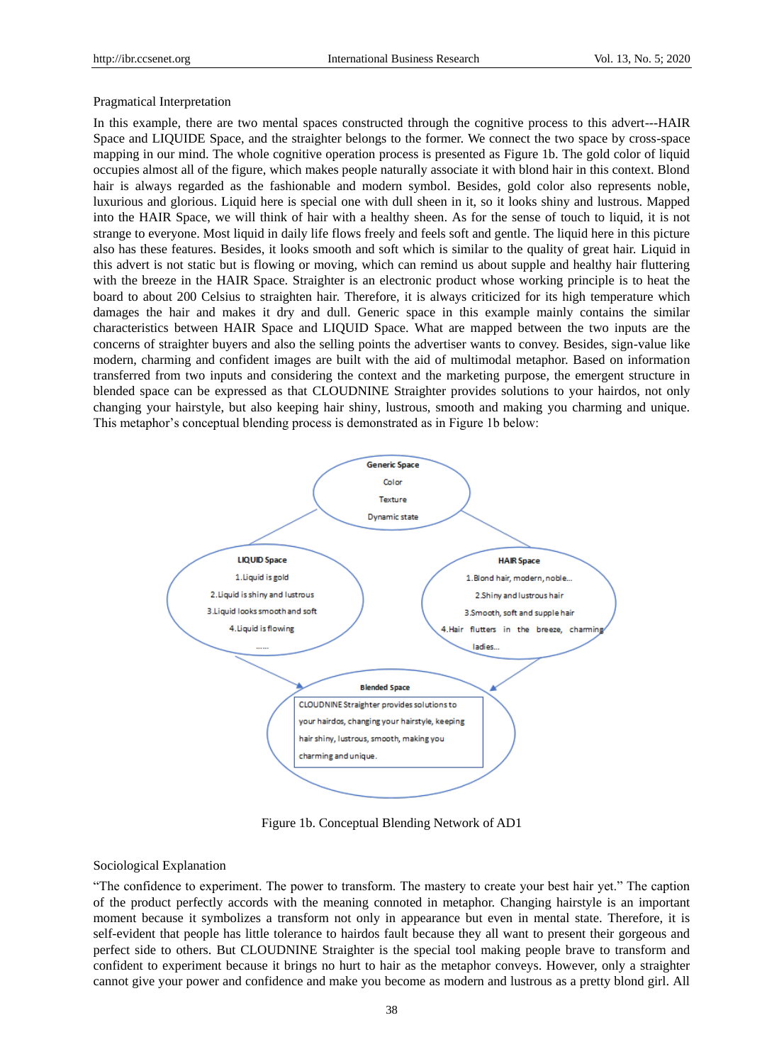Pragmatical Interpretation

In this example, there are two mental spaces constructed through the cognitive process to this advert---HAIR Space and LIQUIDE Space, and the straighter belongs to the former. We connect the two space by cross-space mapping in our mind. The whole cognitive operation process is presented as Figure 1b. The gold color of liquid occupies almost all of the figure, which makes people naturally associate it with blond hair in this context. Blond hair is always regarded as the fashionable and modern symbol. Besides, gold color also represents noble, luxurious and glorious. Liquid here is special one with dull sheen in it, so it looks shiny and lustrous. Mapped into the HAIR Space, we will think of hair with a healthy sheen. As for the sense of touch to liquid, it is not strange to everyone. Most liquid in daily life flows freely and feels soft and gentle. The liquid here in this picture also has these features. Besides, it looks smooth and soft which is similar to the quality of great hair. Liquid in this advert is not static but is flowing or moving, which can remind us about supple and healthy hair fluttering with the breeze in the HAIR Space. Straighter is an electronic product whose working principle is to heat the board to about 200 Celsius to straighten hair. Therefore, it is always criticized for its high temperature which damages the hair and makes it dry and dull. Generic space in this example mainly contains the similar characteristics between HAIR Space and LIQUID Space. What are mapped between the two inputs are the concerns of straighter buyers and also the selling points the advertiser wants to convey. Besides, sign-value like modern, charming and confident images are built with the aid of multimodal metaphor. Based on information transferred from two inputs and considering the context and the marketing purpose, the emergent structure in blended space can be expressed as that CLOUDNINE Straighter provides solutions to your hairdos, not only changing your hairstyle, but also keeping hair shiny, lustrous, smooth and making you charming and unique. This metaphor's conceptual blending process is demonstrated as in Figure 1b below:

**Generic Space**
- Color
- Texture
- Dynamic state

**LIQUID Space**
1. Liquid is gold
2. Liquid is shiny and lustrous
3. Liquid looks smooth and soft
4. Liquid is flowing

……

**HAIR Space**
1. Blond hair, modern, noble...
2. Shiny and lustrous hair
3. Smooth, soft and supple hair
4. Hair flutters in the breeze, charming ladies...

**Blended Space**

CLOUDNINE Straighter provides solutions to your hairdos, changing your hairstyle, keeping hair shiny, lustrous, smooth, making you charming and unique.

Figure 1b. Conceptual Blending Network of AD1

Sociological Explanation

"The confidence to experiment. The power to transform. The mastery to create your best hair yet." The caption of the product perfectly accords with the meaning connoted in metaphor. Changing hairstyle is an important moment because it symbolizes a transform not only in appearance but even in mental state. Therefore, it is self-evident that people has little tolerance to hairdos fault because they all want to present their gorgeous and perfect side to others. But CLOUDNINE Straighter is the special tool making people brave to transform and confident to experiment because it brings no hurt to hair as the metaphor conveys. However, only a straighter cannot give your power and confidence and make you become as modern and lustrous as a pretty blond girl. All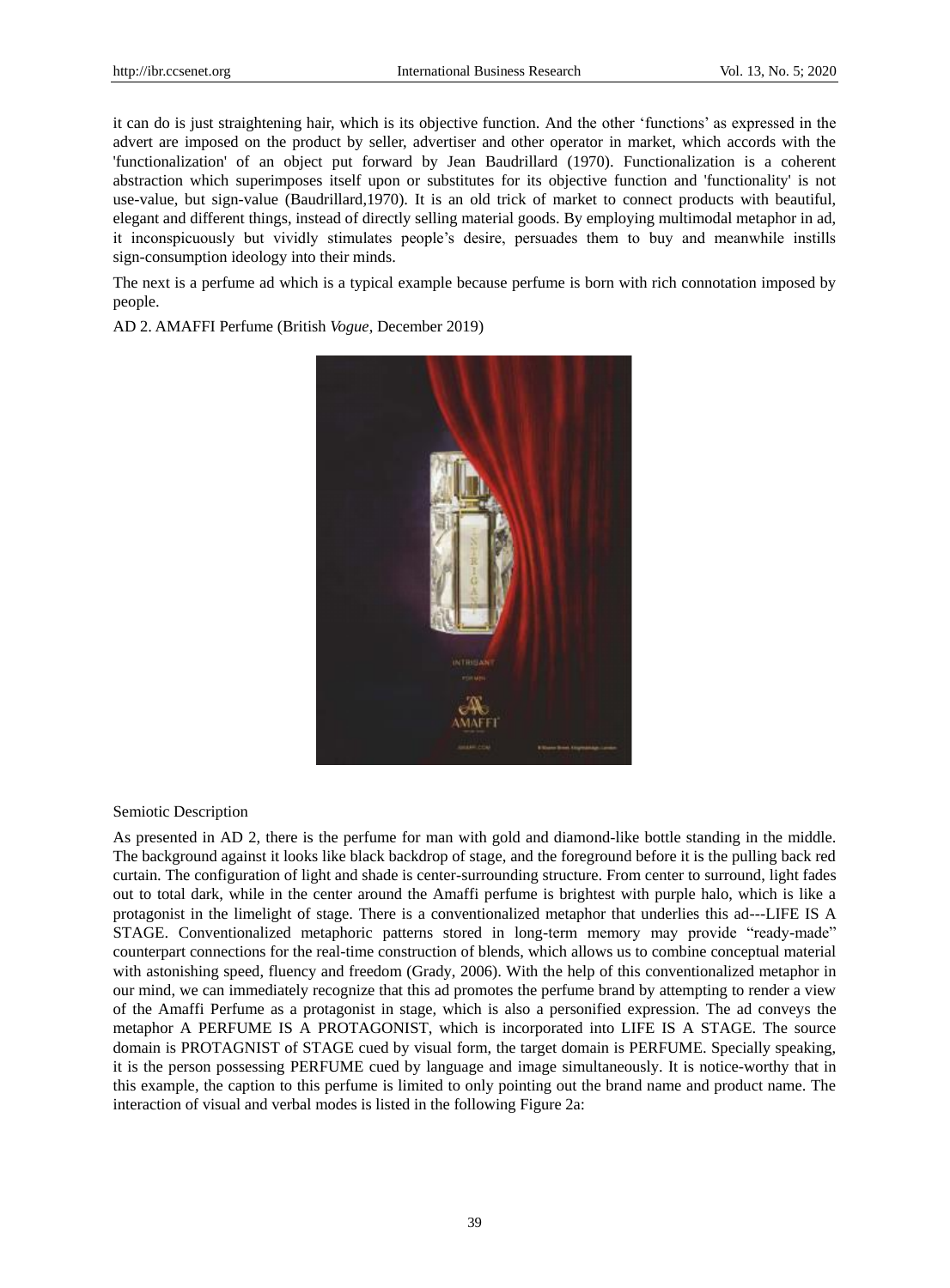it can do is just straightening hair, which is its objective function. And the other 'functions' as expressed in the advert are imposed on the product by seller, advertiser and other operator in market, which accords with the 'functionalization' of an object put forward by Jean Baudrillard (1970). Functionalization is a coherent abstraction which superimposes itself upon or substitutes for its objective function and 'functionality' is not use-value, but sign-value (Baudrillard,1970). It is an old trick of market to connect products with beautiful, elegant and different things, instead of directly selling material goods. By employing multimodal metaphor in ad, it inconspicuously but vividly stimulates people's desire, persuades them to buy and meanwhile instills sign-consumption ideology into their minds.

The next is a perfume ad which is a typical example because perfume is born with rich connotation imposed by people.

AD 2. AMAFFI Perfume (British *Vogue*, December 2019)

Semiotic Description

As presented in AD 2, there is the perfume for man with gold and diamond-like bottle standing in the middle. The background against it looks like black backdrop of stage, and the foreground before it is the pulling back red curtain. The configuration of light and shade is center-surrounding structure. From center to surround, light fades out to total dark, while in the center around the Amaffi perfume is brightest with purple halo, which is like a protagonist in the limelight of stage. There is a conventionalized metaphor that underlies this ad---LIFE IS A STAGE. Conventionalized metaphoric patterns stored in long-term memory may provide "ready-made" counterpart connections for the real-time construction of blends, which allows us to combine conceptual material with astonishing speed, fluency and freedom (Grady, 2006). With the help of this conventionalized metaphor in our mind, we can immediately recognize that this ad promotes the perfume brand by attempting to render a view of the Amaffi Perfume as a protagonist in stage, which is also a personified expression. The ad conveys the metaphor A PERFUME IS A PROTAGONIST, which is incorporated into LIFE IS A STAGE. The source domain is PROTAGNIST of STAGE cued by visual form, the target domain is PERFUME. Specially speaking, it is the person possessing PERFUME cued by language and image simultaneously. It is notice-worthy that in this example, the caption to this perfume is limited to only pointing out the brand name and product name. The interaction of visual and verbal modes is listed in the following Figure 2a: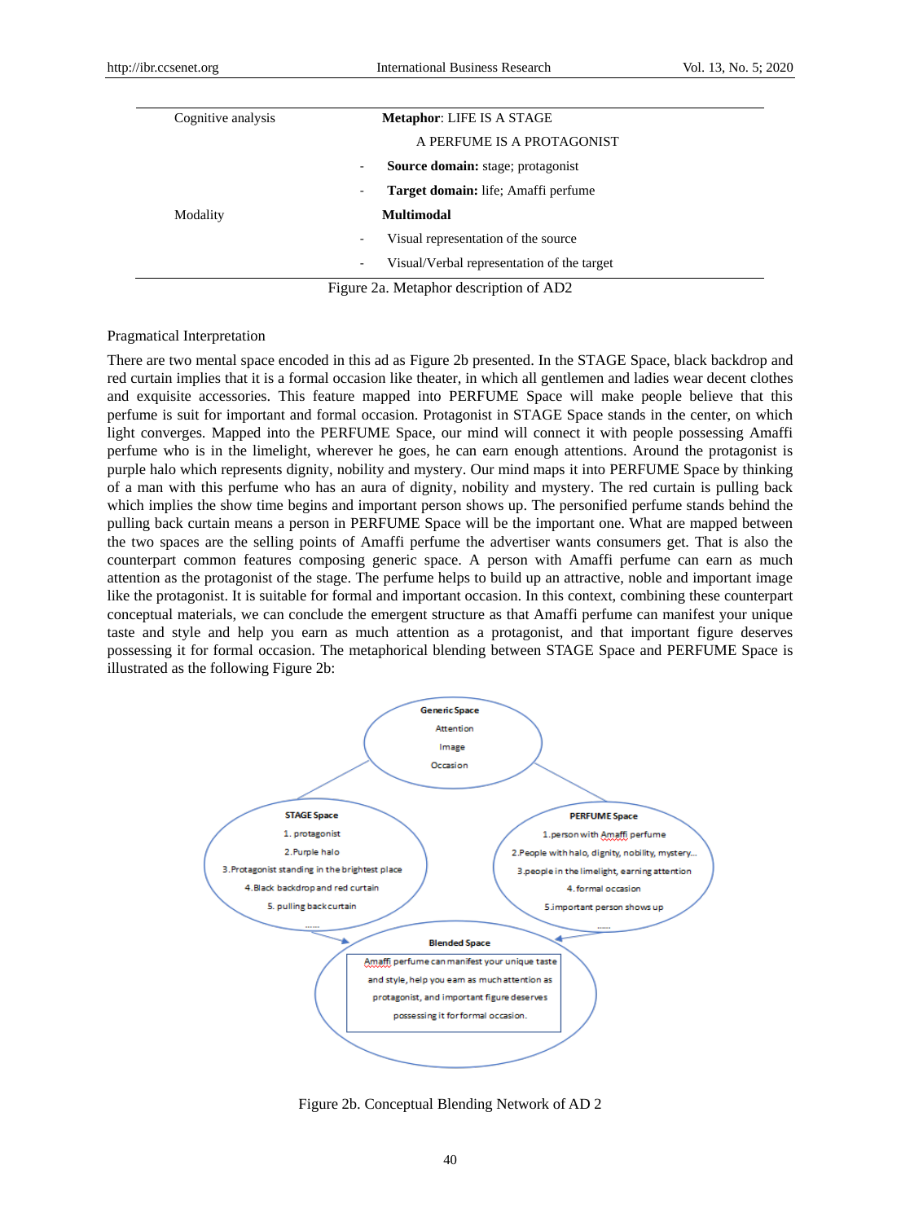| Cognitive analysis | **Metaphor**: LIFE IS A STAGE |
|---|---|
| | A PERFUME IS A PROTAGONIST |
| | - **Source domain:** stage; protagonist |
| | - **Target domain:** life; Amaffi perfume |
| Modality | **Multimodal** |
| | - Visual representation of the source |
| | - Visual/Verbal representation of the target |

Figure 2a. Metaphor description of AD2

Pragmatical Interpretation

There are two mental space encoded in this ad as Figure 2b presented. In the STAGE Space, black backdrop and red curtain implies that it is a formal occasion like theater, in which all gentlemen and ladies wear decent clothes and exquisite accessories. This feature mapped into PERFUME Space will make people believe that this perfume is suit for important and formal occasion. Protagonist in STAGE Space stands in the center, on which light converges. Mapped into the PERFUME Space, our mind will connect it with people possessing Amaffi perfume who is in the limelight, wherever he goes, he can earn enough attentions. Around the protagonist is purple halo which represents dignity, nobility and mystery. Our mind maps it into PERFUME Space by thinking of a man with this perfume who has an aura of dignity, nobility and mystery. The red curtain is pulling back which implies the show time begins and important person shows up. The personified perfume stands behind the pulling back curtain means a person in PERFUME Space will be the important one. What are mapped between the two spaces are the selling points of Amaffi perfume the advertiser wants consumers get. That is also the counterpart common features composing generic space. A person with Amaffi perfume can earn as much attention as the protagonist of the stage. The perfume helps to build up an attractive, noble and important image like the protagonist. It is suitable for formal and important occasion. In this context, combining these counterpart conceptual materials, we can conclude the emergent structure as that Amaffi perfume can manifest your unique taste and style and help you earn as much attention as a protagonist, and that important figure deserves possessing it for formal occasion. The metaphorical blending between STAGE Space and PERFUME Space is illustrated as the following Figure 2b:

**Generic Space**
Attention
Image
Occasion

**STAGE Space**
1. protagonist
2. Purple halo
3. Protagonist standing in the brightest place
4. Black backdrop and red curtain
5. pulling back curtain
......

**PERFUME Space**
1. person with Amaffi perfume
2. People with halo, dignity, nobility, mystery...
3. people in the limelight, earning attention
4. formal occasion
5. important person shows up
......

**Blended Space**
Amaffi perfume can manifest your unique taste and style, help you earn as much attention as protagonist, and important figure deserves possessing it for formal occasion.

Figure 2b. Conceptual Blending Network of AD 2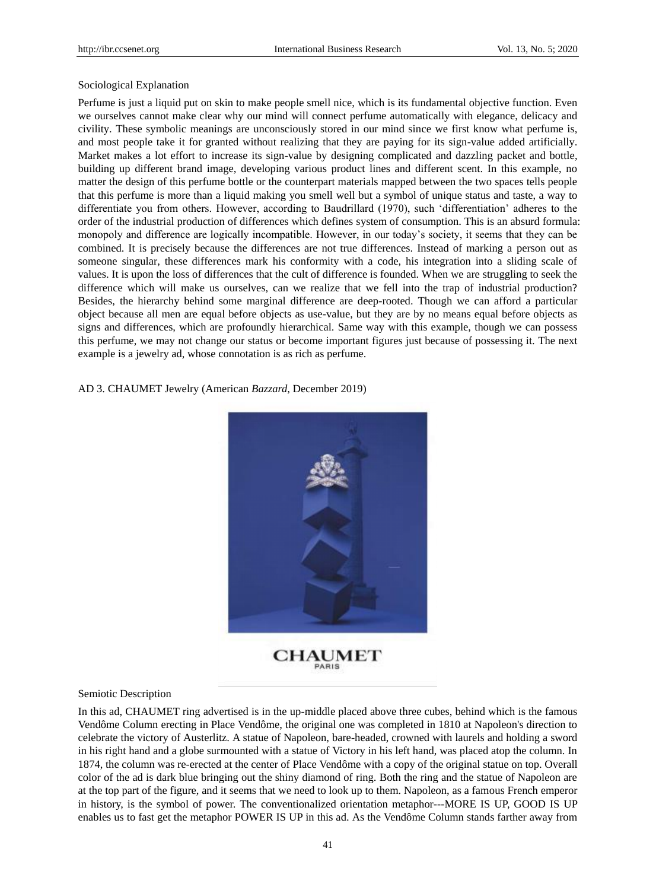Sociological Explanation

Perfume is just a liquid put on skin to make people smell nice, which is its fundamental objective function. Even we ourselves cannot make clear why our mind will connect perfume automatically with elegance, delicacy and civility. These symbolic meanings are unconsciously stored in our mind since we first know what perfume is, and most people take it for granted without realizing that they are paying for its sign-value added artificially. Market makes a lot effort to increase its sign-value by designing complicated and dazzling packet and bottle, building up different brand image, developing various product lines and different scent. In this example, no matter the design of this perfume bottle or the counterpart materials mapped between the two spaces tells people that this perfume is more than a liquid making you smell well but a symbol of unique status and taste, a way to differentiate you from others. However, according to Baudrillard (1970), such 'differentiation' adheres to the order of the industrial production of differences which defines system of consumption. This is an absurd formula: monopoly and difference are logically incompatible. However, in our today's society, it seems that they can be combined. It is precisely because the differences are not true differences. Instead of marking a person out as someone singular, these differences mark his conformity with a code, his integration into a sliding scale of values. It is upon the loss of differences that the cult of difference is founded. When we are struggling to seek the difference which will make us ourselves, can we realize that we fell into the trap of industrial production? Besides, the hierarchy behind some marginal difference are deep-rooted. Though we can afford a particular object because all men are equal before objects as use-value, but they are by no means equal before objects as signs and differences, which are profoundly hierarchical. Same way with this example, though we can possess this perfume, we may not change our status or become important figures just because of possessing it. The next example is a jewelry ad, whose connotation is as rich as perfume.

AD 3. CHAUMET Jewelry (American *Bazzard*, December 2019)

CHAUMET
PARIS

Semiotic Description

In this ad, CHAUMET ring advertised is in the up-middle placed above three cubes, behind which is the famous Vendôme Column erecting in Place Vendôme, the original one was completed in 1810 at Napoleon's direction to celebrate the victory of Austerlitz. A statue of Napoleon, bare-headed, crowned with laurels and holding a sword in his right hand and a globe surmounted with a statue of Victory in his left hand, was placed atop the column. In 1874, the column was re-erected at the center of Place Vendôme with a copy of the original statue on top. Overall color of the ad is dark blue bringing out the shiny diamond of ring. Both the ring and the statue of Napoleon are at the top part of the figure, and it seems that we need to look up to them. Napoleon, as a famous French emperor in history, is the symbol of power. The conventionalized orientation metaphor---MORE IS UP, GOOD IS UP enables us to fast get the metaphor POWER IS UP in this ad. As the Vendôme Column stands farther away from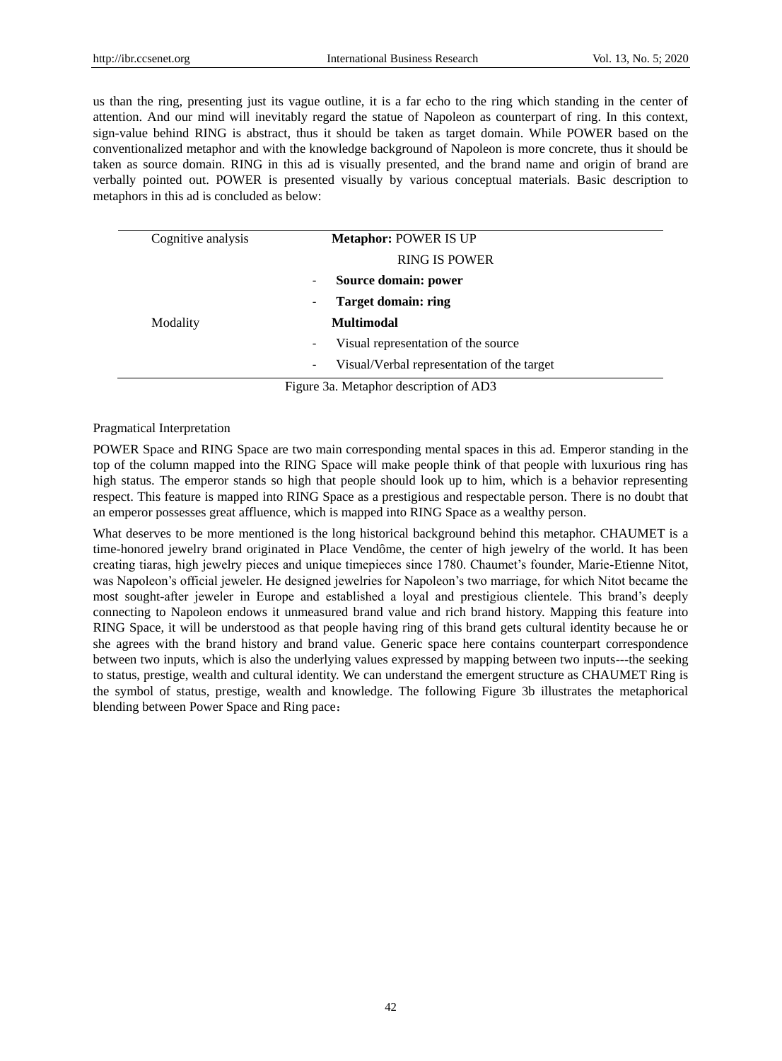us than the ring, presenting just its vague outline, it is a far echo to the ring which standing in the center of attention. And our mind will inevitably regard the statue of Napoleon as counterpart of ring. In this context, sign-value behind RING is abstract, thus it should be taken as target domain. While POWER based on the conventionalized metaphor and with the knowledge background of Napoleon is more concrete, thus it should be taken as source domain. RING in this ad is visually presented, and the brand name and origin of brand are verbally pointed out. POWER is presented visually by various conceptual materials. Basic description to metaphors in this ad is concluded as below:

| Cognitive analysis | **Metaphor:** POWER IS UP |
|---|---|
| | RING IS POWER |
| | - **Source domain: power** |
| | - **Target domain: ring** |
| Modality | **Multimodal** |
| | - Visual representation of the source |
| | - Visual/Verbal representation of the target |

Figure 3a. Metaphor description of AD3

Pragmatical Interpretation

POWER Space and RING Space are two main corresponding mental spaces in this ad. Emperor standing in the top of the column mapped into the RING Space will make people think of that people with luxurious ring has high status. The emperor stands so high that people should look up to him, which is a behavior representing respect. This feature is mapped into RING Space as a prestigious and respectable person. There is no doubt that an emperor possesses great affluence, which is mapped into RING Space as a wealthy person.

What deserves to be more mentioned is the long historical background behind this metaphor. CHAUMET is a time-honored jewelry brand originated in Place Vendôme, the center of high jewelry of the world. It has been creating tiaras, high jewelry pieces and unique timepieces since 1780. Chaumet's founder, Marie-Etienne Nitot, was Napoleon's official jeweler. He designed jewelries for Napoleon's two marriage, for which Nitot became the most sought-after jeweler in Europe and established a loyal and prestigious clientele. This brand's deeply connecting to Napoleon endows it unmeasured brand value and rich brand history. Mapping this feature into RING Space, it will be understood as that people having ring of this brand gets cultural identity because he or she agrees with the brand history and brand value. Generic space here contains counterpart correspondence between two inputs, which is also the underlying values expressed by mapping between two inputs---the seeking to status, prestige, wealth and cultural identity. We can understand the emergent structure as CHAUMET Ring is the symbol of status, prestige, wealth and knowledge. The following Figure 3b illustrates the metaphorical blending between Power Space and Ring pace：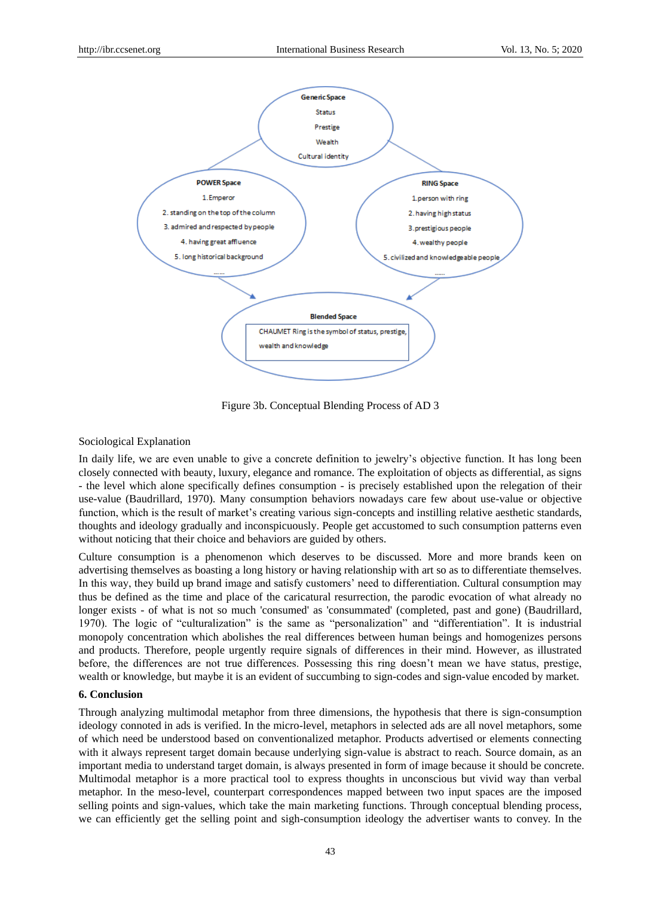Generic Space

Status

Prestige

Wealth

Cultural identity

POWER Space

1.Emperor

2. standing on the top of the column

3. admired and respected by people

4. having great affluence

5. long historical background

......

RING Space

1.person with ring

2. having high status

3.prestigious people

4.wealthy people

5. civilized and knowledgeable people

......

Blended Space

CHAUMET Ring is the symbol of status, prestige, wealth and knowledge

Figure 3b. Conceptual Blending Process of AD 3

Sociological Explanation

In daily life, we are even unable to give a concrete definition to jewelry's objective function. It has long been closely connected with beauty, luxury, elegance and romance. The exploitation of objects as differential, as signs - the level which alone specifically defines consumption - is precisely established upon the relegation of their use-value (Baudrillard, 1970). Many consumption behaviors nowadays care few about use-value or objective function, which is the result of market's creating various sign-concepts and instilling relative aesthetic standards, thoughts and ideology gradually and inconspicuously. People get accustomed to such consumption patterns even without noticing that their choice and behaviors are guided by others.

Culture consumption is a phenomenon which deserves to be discussed. More and more brands keen on advertising themselves as boasting a long history or having relationship with art so as to differentiate themselves. In this way, they build up brand image and satisfy customers' need to differentiation. Cultural consumption may thus be defined as the time and place of the caricatural resurrection, the parodic evocation of what already no longer exists - of what is not so much 'consumed' as 'consummated' (completed, past and gone) (Baudrillard, 1970). The logic of "culturalization" is the same as "personalization" and "differentiation". It is industrial monopoly concentration which abolishes the real differences between human beings and homogenizes persons and products. Therefore, people urgently require signals of differences in their mind. However, as illustrated before, the differences are not true differences. Possessing this ring doesn't mean we have status, prestige, wealth or knowledge, but maybe it is an evident of succumbing to sign-codes and sign-value encoded by market.

## 6. Conclusion

Through analyzing multimodal metaphor from three dimensions, the hypothesis that there is sign-consumption ideology connoted in ads is verified. In the micro-level, metaphors in selected ads are all novel metaphors, some of which need be understood based on conventionalized metaphor. Products advertised or elements connecting with it always represent target domain because underlying sign-value is abstract to reach. Source domain, as an important media to understand target domain, is always presented in form of image because it should be concrete. Multimodal metaphor is a more practical tool to express thoughts in unconscious but vivid way than verbal metaphor. In the meso-level, counterpart correspondences mapped between two input spaces are the imposed selling points and sign-values, which take the main marketing functions. Through conceptual blending process, we can efficiently get the selling point and sigh-consumption ideology the advertiser wants to convey. In the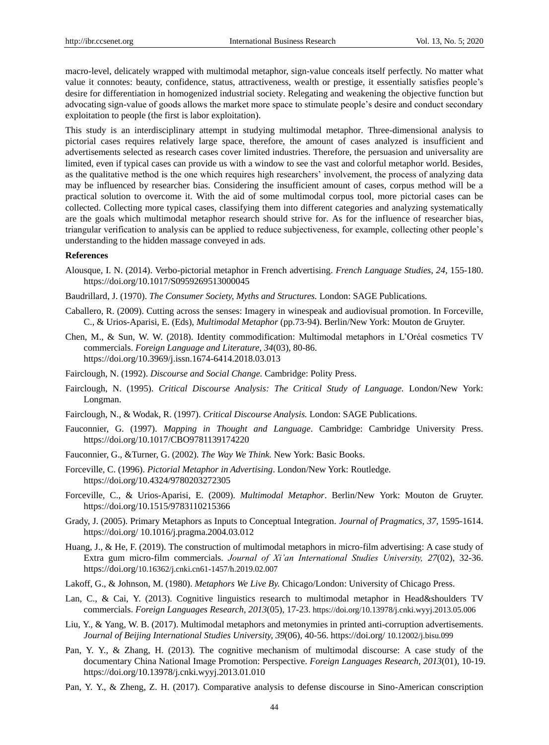macro-level, delicately wrapped with multimodal metaphor, sign-value conceals itself perfectly. No matter what value it connotes: beauty, confidence, status, attractiveness, wealth or prestige, it essentially satisfies people's desire for differentiation in homogenized industrial society. Relegating and weakening the objective function but advocating sign-value of goods allows the market more space to stimulate people's desire and conduct secondary exploitation to people (the first is labor exploitation).

This study is an interdisciplinary attempt in studying multimodal metaphor. Three-dimensional analysis to pictorial cases requires relatively large space, therefore, the amount of cases analyzed is insufficient and advertisements selected as research cases cover limited industries. Therefore, the persuasion and universality are limited, even if typical cases can provide us with a window to see the vast and colorful metaphor world. Besides, as the qualitative method is the one which requires high researchers' involvement, the process of analyzing data may be influenced by researcher bias. Considering the insufficient amount of cases, corpus method will be a practical solution to overcome it. With the aid of some multimodal corpus tool, more pictorial cases can be collected. Collecting more typical cases, classifying them into different categories and analyzing systematically are the goals which multimodal metaphor research should strive for. As for the influence of researcher bias, triangular verification to analysis can be applied to reduce subjectiveness, for example, collecting other people's understanding to the hidden massage conveyed in ads.

**References**

Alousque, I. N. (2014). Verbo-pictorial metaphor in French advertising. *French Language Studies, 24,* 155-180. https://doi.org/10.1017/S0959269513000045

Baudrillard, J. (1970). *The Consumer Society, Myths and Structures.* London: SAGE Publications.

Caballero, R. (2009). Cutting across the senses: Imagery in winespeak and audiovisual promotion. In Forceville, C., & Urios-Aparisi, E. (Eds), *Multimodal Metaphor* (pp.73-94). Berlin/New York: Mouton de Gruyter.

Chen, M., & Sun, W. W. (2018). Identity commodification: Multimodal metaphors in L'Oréal cosmetics TV commercials. *Foreign Language and Literature, 34*(03), 80-86. https://doi.org/10.3969/j.issn.1674-6414.2018.03.013

Fairclough, N. (1992). *Discourse and Social Change.* Cambridge: Polity Press.

Fairclough, N. (1995). *Critical Discourse Analysis: The Critical Study of Language.* London/New York: Longman.

Fairclough, N., & Wodak, R. (1997). *Critical Discourse Analysis.* London: SAGE Publications.

Fauconnier, G. (1997). *Mapping in Thought and Language*. Cambridge: Cambridge University Press. https://doi.org/10.1017/CBO9781139174220

Fauconnier, G., &Turner, G. (2002). *The Way We Think.* New York: Basic Books.

Forceville, C. (1996). *Pictorial Metaphor in Advertising*. London/New York: Routledge. https://doi.org/10.4324/9780203272305

Forceville, C., & Urios-Aparisi, E. (2009). *Multimodal Metaphor*. Berlin/New York: Mouton de Gruyter. https://doi.org/10.1515/9783110215366

Grady, J. (2005). Primary Metaphors as Inputs to Conceptual Integration. *Journal of Pragmatics, 37,* 1595-1614. https://doi.org/ 10.1016/j.pragma.2004.03.012

Huang, J., & He, F. (2019). The construction of multimodal metaphors in micro-film advertising: A case study of Extra gum micro-film commercials. *Journal of Xi'an International Studies University, 27*(02), 32-36. https://doi.org/10.16362/j.cnki.cn61-1457/h.2019.02.007

Lakoff, G., & Johnson, M. (1980). *Metaphors We Live By.* Chicago/London: University of Chicago Press.

Lan, C., & Cai, Y. (2013). Cognitive linguistics research to multimodal metaphor in Head&shoulders TV commercials. *Foreign Languages Research, 2013*(05), 17-23. https://doi.org/10.13978/j.cnki.wyyj.2013.05.006

Liu, Y., & Yang, W. B. (2017). Multimodal metaphors and metonymies in printed anti-corruption advertisements. *Journal of Beijing International Studies University, 39*(06), 40-56. https://doi.org/ 10.12002/j.bisu.099

Pan, Y. Y., & Zhang, H. (2013). The cognitive mechanism of multimodal discourse: A case study of the documentary China National Image Promotion: Perspective. *Foreign Languages Research, 2013*(01), 10-19. https://doi.org/10.13978/j.cnki.wyyj.2013.01.010

Pan, Y. Y., & Zheng, Z. H. (2017). Comparative analysis to defense discourse in Sino-American conscription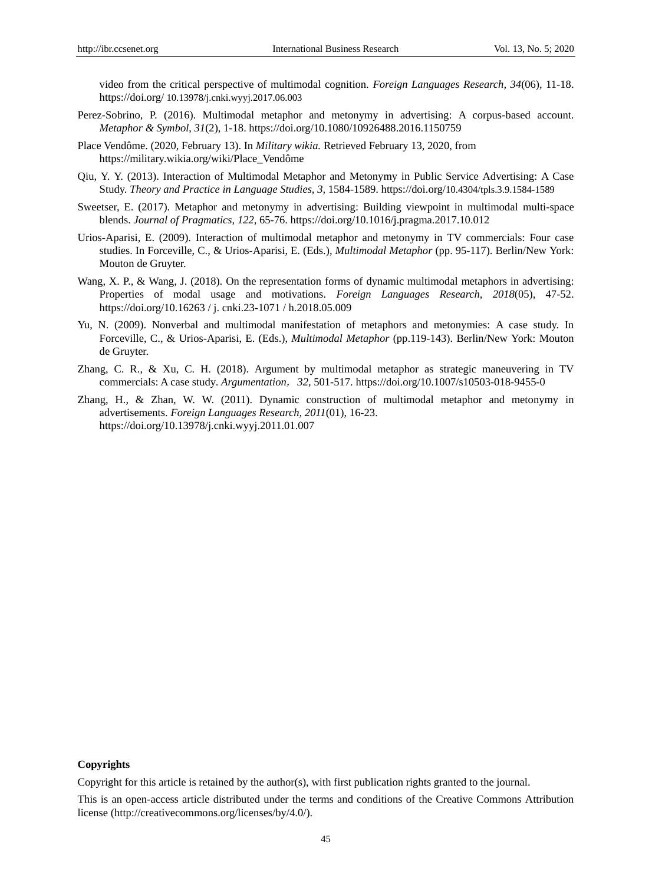video from the critical perspective of multimodal cognition. *Foreign Languages Research, 34*(06), 11-18. https://doi.org/ 10.13978/j.cnki.wyyj.2017.06.003

Perez-Sobrino, P. (2016). Multimodal metaphor and metonymy in advertising: A corpus-based account. *Metaphor & Symbol, 31*(2), 1-18. https://doi.org/10.1080/10926488.2016.1150759

Place Vendôme. (2020, February 13). In *Military wikia.* Retrieved February 13, 2020, from https://military.wikia.org/wiki/Place_Vendôme

Qiu, Y. Y. (2013). Interaction of Multimodal Metaphor and Metonymy in Public Service Advertising: A Case Study. *Theory and Practice in Language Studies, 3,* 1584-1589. https://doi.org/10.4304/tpls.3.9.1584-1589

Sweetser, E. (2017). Metaphor and metonymy in advertising: Building viewpoint in multimodal multi-space blends. *Journal of Pragmatics, 122,* 65-76. https://doi.org/10.1016/j.pragma.2017.10.012

Urios-Aparisi, E. (2009). Interaction of multimodal metaphor and metonymy in TV commercials: Four case studies. In Forceville, C., & Urios-Aparisi, E. (Eds.), *Multimodal Metaphor* (pp. 95-117). Berlin/New York: Mouton de Gruyter.

Wang, X. P., & Wang, J. (2018). On the representation forms of dynamic multimodal metaphors in advertising: Properties of modal usage and motivations. *Foreign Languages Research, 2018*(05), 47-52. https://doi.org/10.16263 / j. cnki.23-1071 / h.2018.05.009

Yu, N. (2009). Nonverbal and multimodal manifestation of metaphors and metonymies: A case study. In Forceville, C., & Urios-Aparisi, E. (Eds.), *Multimodal Metaphor* (pp.119-143). Berlin/New York: Mouton de Gruyter.

Zhang, C. R., & Xu, C. H. (2018). Argument by multimodal metaphor as strategic maneuvering in TV commercials: A case study. *Argumentation，32*, 501-517. https://doi.org/10.1007/s10503-018-9455-0

Zhang, H., & Zhan, W. W. (2011). Dynamic construction of multimodal metaphor and metonymy in advertisements. *Foreign Languages Research, 2011*(01), 16-23. https://doi.org/10.13978/j.cnki.wyyj.2011.01.007

**Copyrights**

Copyright for this article is retained by the author(s), with first publication rights granted to the journal.

This is an open-access article distributed under the terms and conditions of the Creative Commons Attribution license (http://creativecommons.org/licenses/by/4.0/).